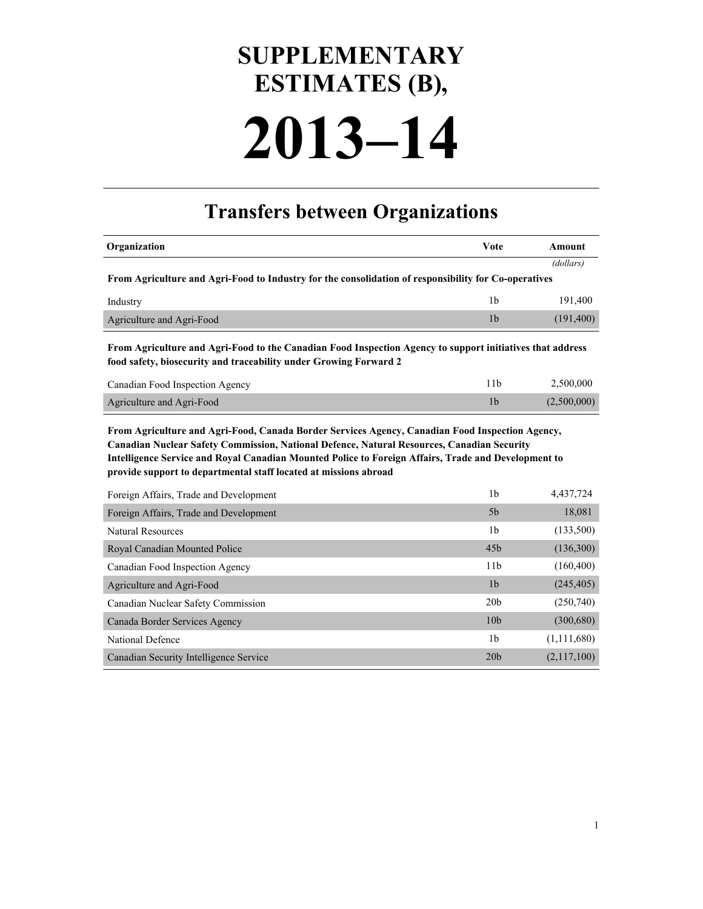# SUPPLEMENTARY ESTIMATES (B),

# 2013–14

## Transfers between Organizations

| Organization | Vote | Amount |
|---|---|---|
| | | *(dollars)* |
| **From Agriculture and Agri-Food to Industry for the consolidation of responsibility for Co-operatives** | | |
| Industry | 1b | 191,400 |
| Agriculture and Agri-Food | 1b | (191,400) |
| **From Agriculture and Agri-Food to the Canadian Food Inspection Agency to support initiatives that address food safety, biosecurity and traceability under Growing Forward 2** | | |
| Canadian Food Inspection Agency | 11b | 2,500,000 |
| Agriculture and Agri-Food | 1b | (2,500,000) |
| **From Agriculture and Agri-Food, Canada Border Services Agency, Canadian Food Inspection Agency, Canadian Nuclear Safety Commission, National Defence, Natural Resources, Canadian Security Intelligence Service and Royal Canadian Mounted Police to Foreign Affairs, Trade and Development to provide support to departmental staff located at missions abroad** | | |
| Foreign Affairs, Trade and Development | 1b | 4,437,724 |
| Foreign Affairs, Trade and Development | 5b | 18,081 |
| Natural Resources | 1b | (133,500) |
| Royal Canadian Mounted Police | 45b | (136,300) |
| Canadian Food Inspection Agency | 11b | (160,400) |
| Agriculture and Agri-Food | 1b | (245,405) |
| Canadian Nuclear Safety Commission | 20b | (250,740) |
| Canada Border Services Agency | 10b | (300,680) |
| National Defence | 1b | (1,111,680) |
| Canadian Security Intelligence Service | 20b | (2,117,100) |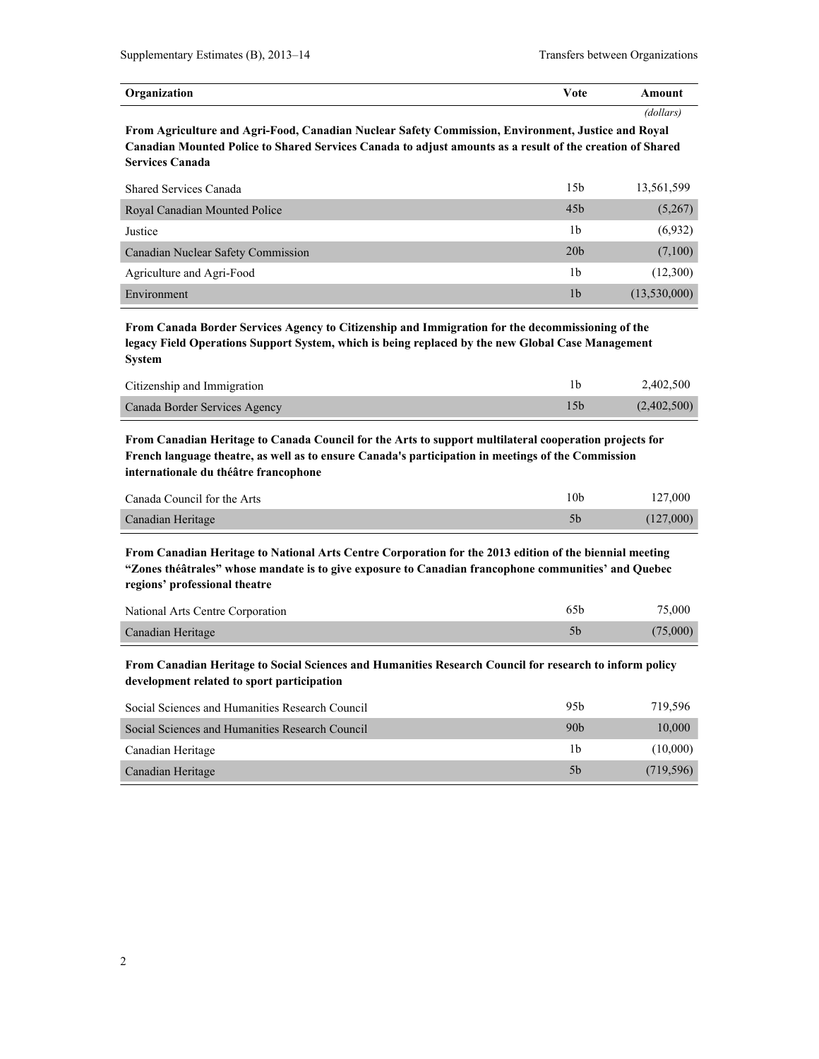| Organization | Vote | Amount |
| --- | --- | --- |
| | | *(dollars)* |
| **From Agriculture and Agri-Food, Canadian Nuclear Safety Commission, Environment, Justice and Royal Canadian Mounted Police to Shared Services Canada to adjust amounts as a result of the creation of Shared Services Canada** | | |
| Shared Services Canada | 15b | 13,561,599 |
| Royal Canadian Mounted Police | 45b | (5,267) |
| Justice | 1b | (6,932) |
| Canadian Nuclear Safety Commission | 20b | (7,100) |
| Agriculture and Agri-Food | 1b | (12,300) |
| Environment | 1b | (13,530,000) |
| **From Canada Border Services Agency to Citizenship and Immigration for the decommissioning of the legacy Field Operations Support System, which is being replaced by the new Global Case Management System** | | |
| Citizenship and Immigration | 1b | 2,402,500 |
| Canada Border Services Agency | 15b | (2,402,500) |
| **From Canadian Heritage to Canada Council for the Arts to support multilateral cooperation projects for French language theatre, as well as to ensure Canada's participation in meetings of the Commission internationale du théâtre francophone** | | |
| Canada Council for the Arts | 10b | 127,000 |
| Canadian Heritage | 5b | (127,000) |
| **From Canadian Heritage to National Arts Centre Corporation for the 2013 edition of the biennial meeting “Zones théâtrales” whose mandate is to give exposure to Canadian francophone communities’ and Quebec regions’ professional theatre** | | |
| National Arts Centre Corporation | 65b | 75,000 |
| Canadian Heritage | 5b | (75,000) |
| **From Canadian Heritage to Social Sciences and Humanities Research Council for research to inform policy development related to sport participation** | | |
| Social Sciences and Humanities Research Council | 95b | 719,596 |
| Social Sciences and Humanities Research Council | 90b | 10,000 |
| Canadian Heritage | 1b | (10,000) |
| Canadian Heritage | 5b | (719,596) |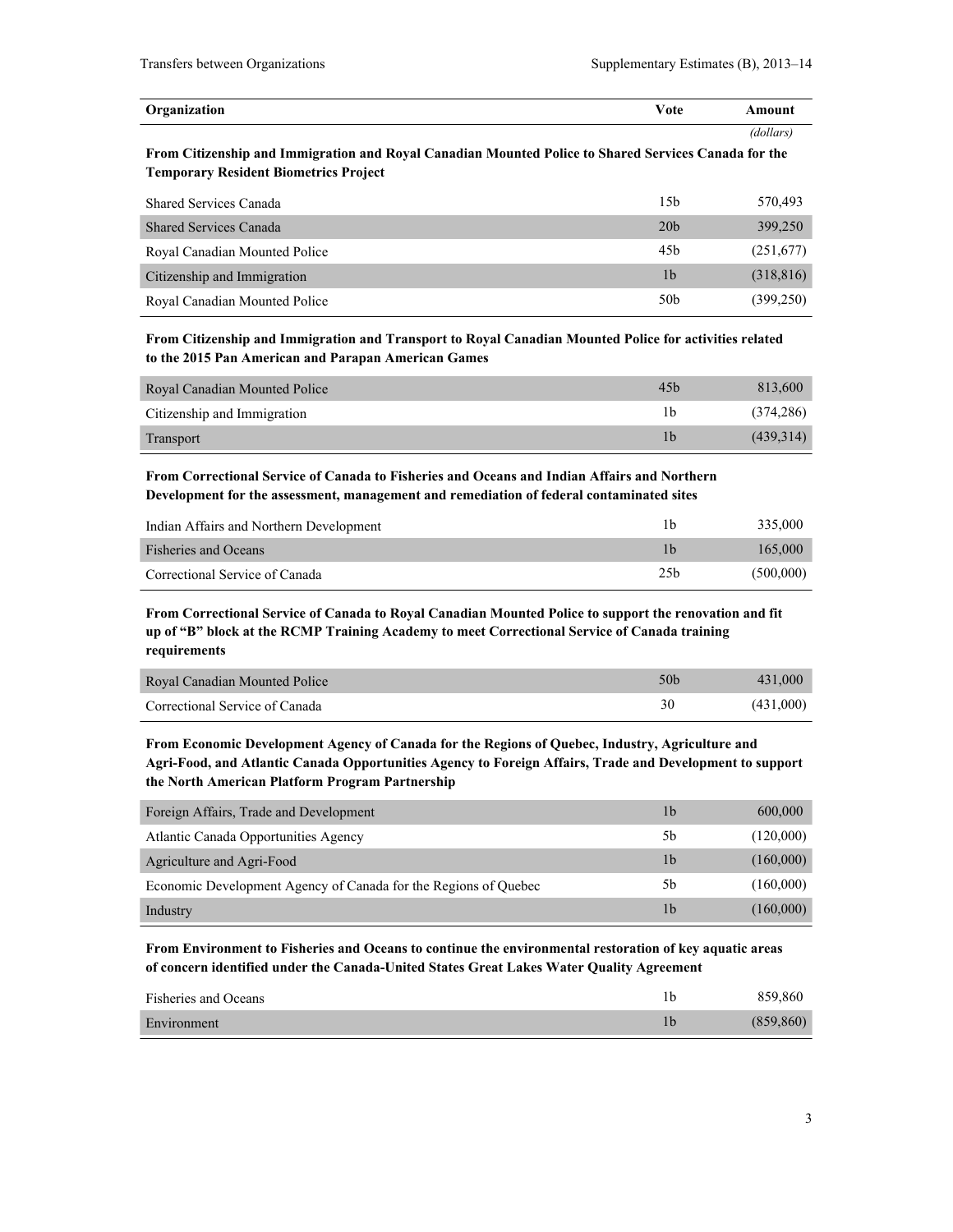| Organization | Vote | Amount |
|---|---|---|
| | | *(dollars)* |
| **From Citizenship and Immigration and Royal Canadian Mounted Police to Shared Services Canada for the Temporary Resident Biometrics Project** | | |
| Shared Services Canada | 15b | 570,493 |
| Shared Services Canada | 20b | 399,250 |
| Royal Canadian Mounted Police | 45b | (251,677) |
| Citizenship and Immigration | 1b | (318,816) |
| Royal Canadian Mounted Police | 50b | (399,250) |
| **From Citizenship and Immigration and Transport to Royal Canadian Mounted Police for activities related to the 2015 Pan American and Parapan American Games** | | |
| Royal Canadian Mounted Police | 45b | 813,600 |
| Citizenship and Immigration | 1b | (374,286) |
| Transport | 1b | (439,314) |
| **From Correctional Service of Canada to Fisheries and Oceans and Indian Affairs and Northern Development for the assessment, management and remediation of federal contaminated sites** | | |
| Indian Affairs and Northern Development | 1b | 335,000 |
| Fisheries and Oceans | 1b | 165,000 |
| Correctional Service of Canada | 25b | (500,000) |
| **From Correctional Service of Canada to Royal Canadian Mounted Police to support the renovation and fit up of "B" block at the RCMP Training Academy to meet Correctional Service of Canada training requirements** | | |
| Royal Canadian Mounted Police | 50b | 431,000 |
| Correctional Service of Canada | 30 | (431,000) |
| **From Economic Development Agency of Canada for the Regions of Quebec, Industry, Agriculture and Agri-Food, and Atlantic Canada Opportunities Agency to Foreign Affairs, Trade and Development to support the North American Platform Program Partnership** | | |
| Foreign Affairs, Trade and Development | 1b | 600,000 |
| Atlantic Canada Opportunities Agency | 5b | (120,000) |
| Agriculture and Agri-Food | 1b | (160,000) |
| Economic Development Agency of Canada for the Regions of Quebec | 5b | (160,000) |
| Industry | 1b | (160,000) |
| **From Environment to Fisheries and Oceans to continue the environmental restoration of key aquatic areas of concern identified under the Canada-United States Great Lakes Water Quality Agreement** | | |
| Fisheries and Oceans | 1b | 859,860 |
| Environment | 1b | (859,860) |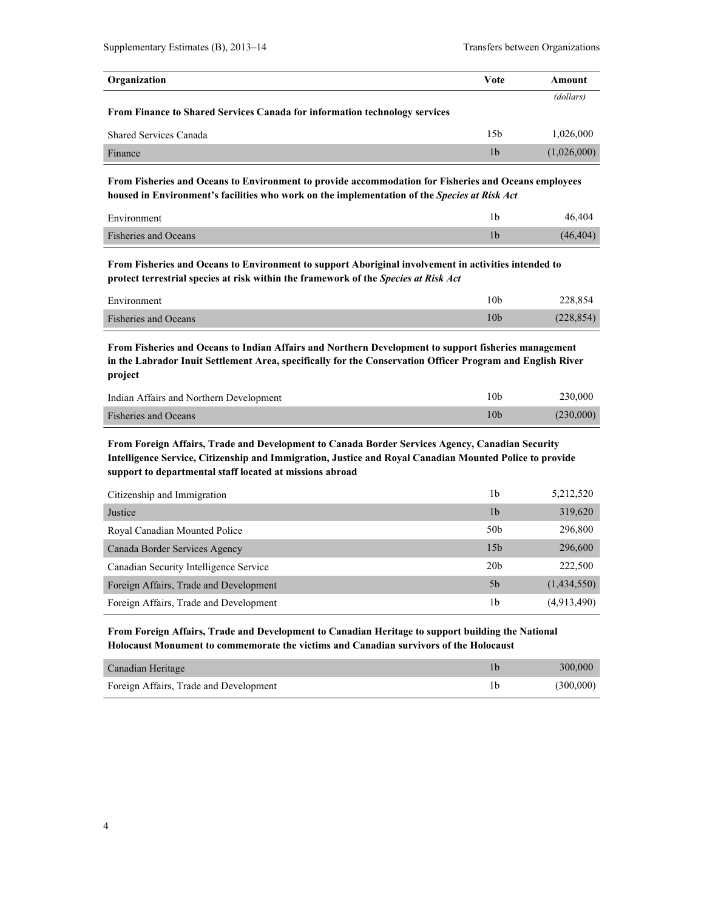| Organization | Vote | Amount |
| --- | --- | --- |
| | | *(dollars)* |
| **From Finance to Shared Services Canada for information technology services** | | |
| Shared Services Canada | 15b | 1,026,000 |
| Finance | 1b | (1,026,000) |
| **From Fisheries and Oceans to Environment to provide accommodation for Fisheries and Oceans employees housed in Environment's facilities who work on the implementation of the *Species at Risk Act*** | | |
| Environment | 1b | 46,404 |
| Fisheries and Oceans | 1b | (46,404) |
| **From Fisheries and Oceans to Environment to support Aboriginal involvement in activities intended to protect terrestrial species at risk within the framework of the *Species at Risk Act*** | | |
| Environment | 10b | 228,854 |
| Fisheries and Oceans | 10b | (228,854) |
| **From Fisheries and Oceans to Indian Affairs and Northern Development to support fisheries management in the Labrador Inuit Settlement Area, specifically for the Conservation Officer Program and English River project** | | |
| Indian Affairs and Northern Development | 10b | 230,000 |
| Fisheries and Oceans | 10b | (230,000) |
| **From Foreign Affairs, Trade and Development to Canada Border Services Agency, Canadian Security Intelligence Service, Citizenship and Immigration, Justice and Royal Canadian Mounted Police to provide support to departmental staff located at missions abroad** | | |
| Citizenship and Immigration | 1b | 5,212,520 |
| Justice | 1b | 319,620 |
| Royal Canadian Mounted Police | 50b | 296,800 |
| Canada Border Services Agency | 15b | 296,600 |
| Canadian Security Intelligence Service | 20b | 222,500 |
| Foreign Affairs, Trade and Development | 5b | (1,434,550) |
| Foreign Affairs, Trade and Development | 1b | (4,913,490) |
| **From Foreign Affairs, Trade and Development to Canadian Heritage to support building the National Holocaust Monument to commemorate the victims and Canadian survivors of the Holocaust** | | |
| Canadian Heritage | 1b | 300,000 |
| Foreign Affairs, Trade and Development | 1b | (300,000) |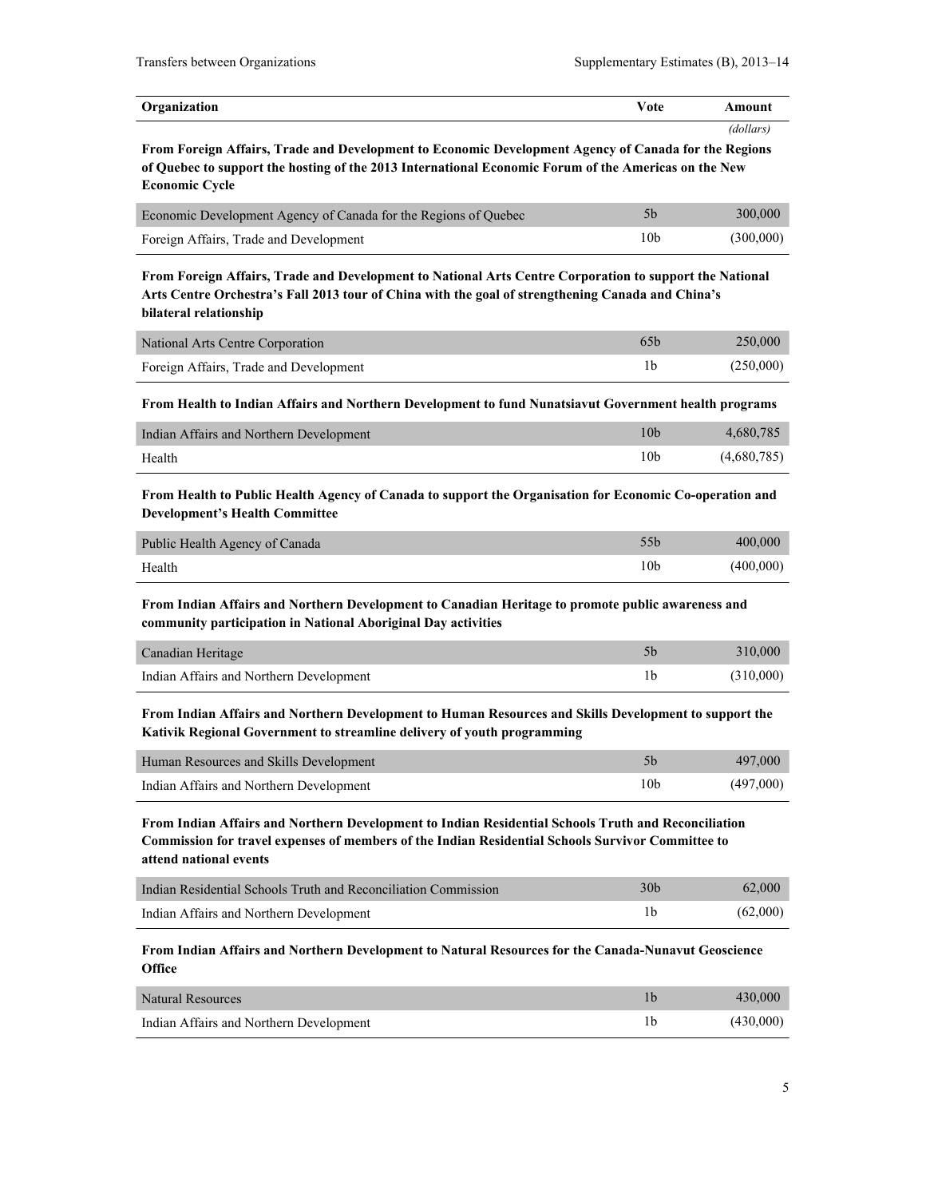| Organization | Vote | Amount |
| --- | --- | --- |
| | | *(dollars)* |
| **From Foreign Affairs, Trade and Development to Economic Development Agency of Canada for the Regions of Quebec to support the hosting of the 2013 International Economic Forum of the Americas on the New Economic Cycle** | | |
| Economic Development Agency of Canada for the Regions of Quebec | 5b | 300,000 |
| Foreign Affairs, Trade and Development | 10b | (300,000) |
| **From Foreign Affairs, Trade and Development to National Arts Centre Corporation to support the National Arts Centre Orchestra's Fall 2013 tour of China with the goal of strengthening Canada and China's bilateral relationship** | | |
| National Arts Centre Corporation | 65b | 250,000 |
| Foreign Affairs, Trade and Development | 1b | (250,000) |
| **From Health to Indian Affairs and Northern Development to fund Nunatsiavut Government health programs** | | |
| Indian Affairs and Northern Development | 10b | 4,680,785 |
| Health | 10b | (4,680,785) |
| **From Health to Public Health Agency of Canada to support the Organisation for Economic Co-operation and Development's Health Committee** | | |
| Public Health Agency of Canada | 55b | 400,000 |
| Health | 10b | (400,000) |
| **From Indian Affairs and Northern Development to Canadian Heritage to promote public awareness and community participation in National Aboriginal Day activities** | | |
| Canadian Heritage | 5b | 310,000 |
| Indian Affairs and Northern Development | 1b | (310,000) |
| **From Indian Affairs and Northern Development to Human Resources and Skills Development to support the Kativik Regional Government to streamline delivery of youth programming** | | |
| Human Resources and Skills Development | 5b | 497,000 |
| Indian Affairs and Northern Development | 10b | (497,000) |
| **From Indian Affairs and Northern Development to Indian Residential Schools Truth and Reconciliation Commission for travel expenses of members of the Indian Residential Schools Survivor Committee to attend national events** | | |
| Indian Residential Schools Truth and Reconciliation Commission | 30b | 62,000 |
| Indian Affairs and Northern Development | 1b | (62,000) |
| **From Indian Affairs and Northern Development to Natural Resources for the Canada-Nunavut Geoscience Office** | | |
| Natural Resources | 1b | 430,000 |
| Indian Affairs and Northern Development | 1b | (430,000) |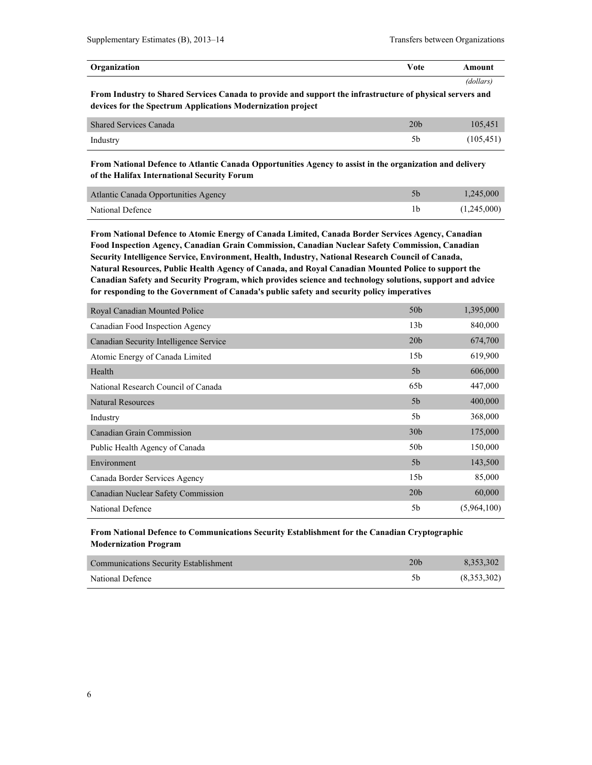| Organization | Vote | Amount |
| --- | --- | --- |
| | | *(dollars)* |
| **From Industry to Shared Services Canada to provide and support the infrastructure of physical servers and devices for the Spectrum Applications Modernization project** | | |
| Shared Services Canada | 20b | 105,451 |
| Industry | 5b | (105,451) |
| **From National Defence to Atlantic Canada Opportunities Agency to assist in the organization and delivery of the Halifax International Security Forum** | | |
| Atlantic Canada Opportunities Agency | 5b | 1,245,000 |
| National Defence | 1b | (1,245,000) |
| **From National Defence to Atomic Energy of Canada Limited, Canada Border Services Agency, Canadian Food Inspection Agency, Canadian Grain Commission, Canadian Nuclear Safety Commission, Canadian Security Intelligence Service, Environment, Health, Industry, National Research Council of Canada, Natural Resources, Public Health Agency of Canada, and Royal Canadian Mounted Police to support the Canadian Safety and Security Program, which provides science and technology solutions, support and advice for responding to the Government of Canada's public safety and security policy imperatives** | | |
| Royal Canadian Mounted Police | 50b | 1,395,000 |
| Canadian Food Inspection Agency | 13b | 840,000 |
| Canadian Security Intelligence Service | 20b | 674,700 |
| Atomic Energy of Canada Limited | 15b | 619,900 |
| Health | 5b | 606,000 |
| National Research Council of Canada | 65b | 447,000 |
| Natural Resources | 5b | 400,000 |
| Industry | 5b | 368,000 |
| Canadian Grain Commission | 30b | 175,000 |
| Public Health Agency of Canada | 50b | 150,000 |
| Environment | 5b | 143,500 |
| Canada Border Services Agency | 15b | 85,000 |
| Canadian Nuclear Safety Commission | 20b | 60,000 |
| National Defence | 5b | (5,964,100) |
| **From National Defence to Communications Security Establishment for the Canadian Cryptographic Modernization Program** | | |
| Communications Security Establishment | 20b | 8,353,302 |
| National Defence | 5b | (8,353,302) |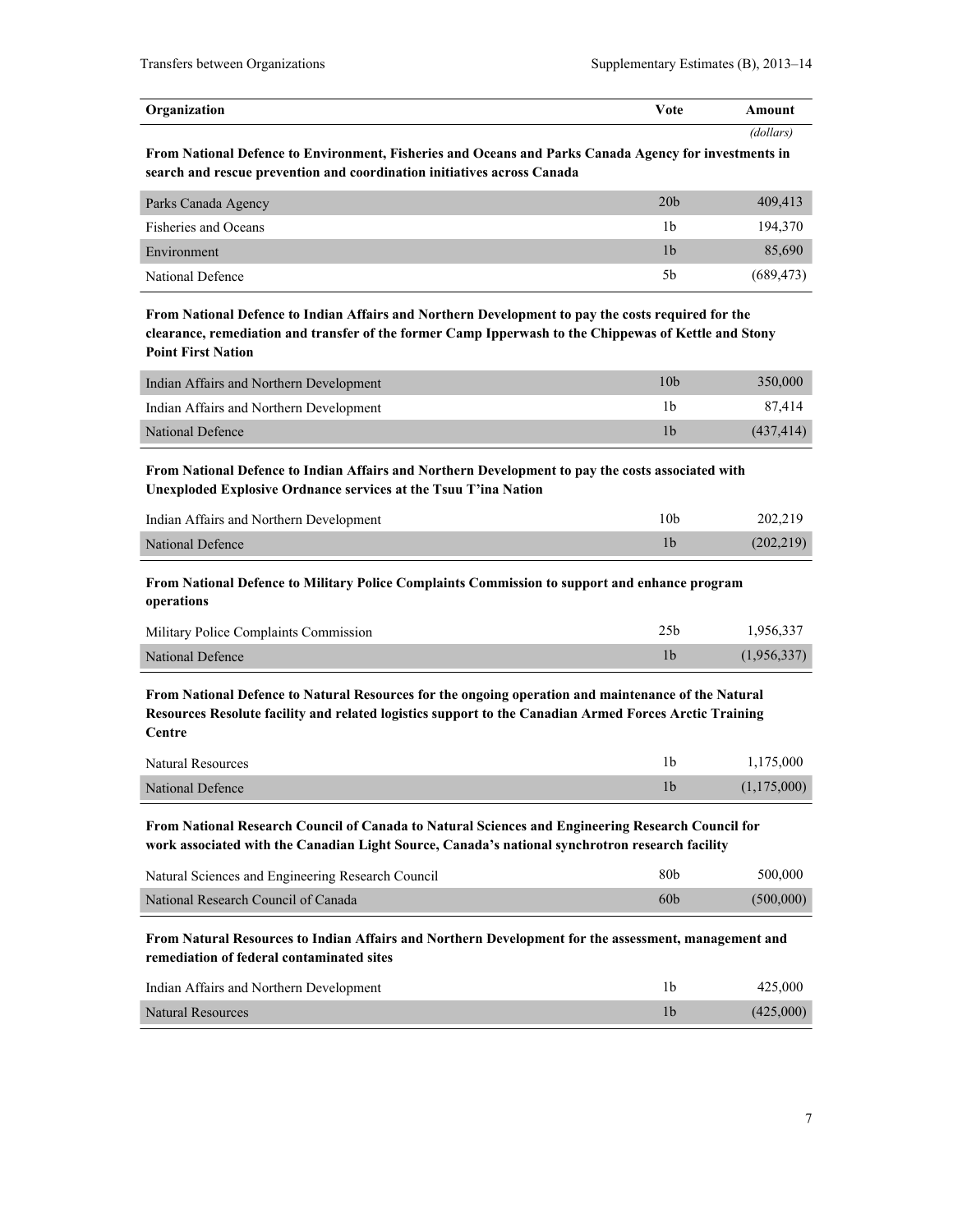| Organization | Vote | Amount |
| --- | --- | --- |
| | | *(dollars)* |
| **From National Defence to Environment, Fisheries and Oceans and Parks Canada Agency for investments in search and rescue prevention and coordination initiatives across Canada** | | |
| Parks Canada Agency | 20b | 409,413 |
| Fisheries and Oceans | 1b | 194,370 |
| Environment | 1b | 85,690 |
| National Defence | 5b | (689,473) |
| **From National Defence to Indian Affairs and Northern Development to pay the costs required for the clearance, remediation and transfer of the former Camp Ipperwash to the Chippewas of Kettle and Stony Point First Nation** | | |
| Indian Affairs and Northern Development | 10b | 350,000 |
| Indian Affairs and Northern Development | 1b | 87,414 |
| National Defence | 1b | (437,414) |
| **From National Defence to Indian Affairs and Northern Development to pay the costs associated with Unexploded Explosive Ordnance services at the Tsuu T'ina Nation** | | |
| Indian Affairs and Northern Development | 10b | 202,219 |
| National Defence | 1b | (202,219) |
| **From National Defence to Military Police Complaints Commission to support and enhance program operations** | | |
| Military Police Complaints Commission | 25b | 1,956,337 |
| National Defence | 1b | (1,956,337) |
| **From National Defence to Natural Resources for the ongoing operation and maintenance of the Natural Resources Resolute facility and related logistics support to the Canadian Armed Forces Arctic Training Centre** | | |
| Natural Resources | 1b | 1,175,000 |
| National Defence | 1b | (1,175,000) |
| **From National Research Council of Canada to Natural Sciences and Engineering Research Council for work associated with the Canadian Light Source, Canada's national synchrotron research facility** | | |
| Natural Sciences and Engineering Research Council | 80b | 500,000 |
| National Research Council of Canada | 60b | (500,000) |
| **From Natural Resources to Indian Affairs and Northern Development for the assessment, management and remediation of federal contaminated sites** | | |
| Indian Affairs and Northern Development | 1b | 425,000 |
| Natural Resources | 1b | (425,000) |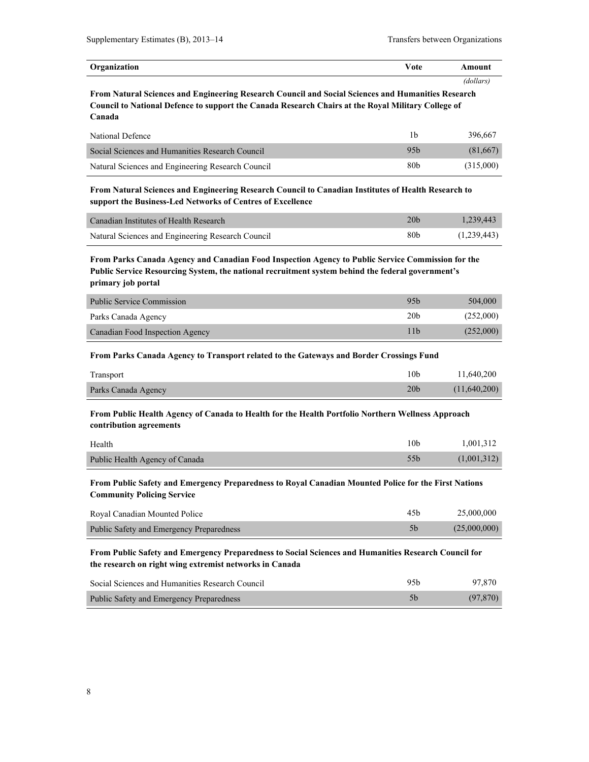| Organization | Vote | Amount |
|---|---|---|
| | | *(dollars)* |
| **From Natural Sciences and Engineering Research Council and Social Sciences and Humanities Research Council to National Defence to support the Canada Research Chairs at the Royal Military College of Canada** | | |
| National Defence | 1b | 396,667 |
| Social Sciences and Humanities Research Council | 95b | (81,667) |
| Natural Sciences and Engineering Research Council | 80b | (315,000) |
| **From Natural Sciences and Engineering Research Council to Canadian Institutes of Health Research to support the Business-Led Networks of Centres of Excellence** | | |
| Canadian Institutes of Health Research | 20b | 1,239,443 |
| Natural Sciences and Engineering Research Council | 80b | (1,239,443) |
| **From Parks Canada Agency and Canadian Food Inspection Agency to Public Service Commission for the Public Service Resourcing System, the national recruitment system behind the federal government's primary job portal** | | |
| Public Service Commission | 95b | 504,000 |
| Parks Canada Agency | 20b | (252,000) |
| Canadian Food Inspection Agency | 11b | (252,000) |
| **From Parks Canada Agency to Transport related to the Gateways and Border Crossings Fund** | | |
| Transport | 10b | 11,640,200 |
| Parks Canada Agency | 20b | (11,640,200) |
| **From Public Health Agency of Canada to Health for the Health Portfolio Northern Wellness Approach contribution agreements** | | |
| Health | 10b | 1,001,312 |
| Public Health Agency of Canada | 55b | (1,001,312) |
| **From Public Safety and Emergency Preparedness to Royal Canadian Mounted Police for the First Nations Community Policing Service** | | |
| Royal Canadian Mounted Police | 45b | 25,000,000 |
| Public Safety and Emergency Preparedness | 5b | (25,000,000) |
| **From Public Safety and Emergency Preparedness to Social Sciences and Humanities Research Council for the research on right wing extremist networks in Canada** | | |
| Social Sciences and Humanities Research Council | 95b | 97,870 |
| Public Safety and Emergency Preparedness | 5b | (97,870) |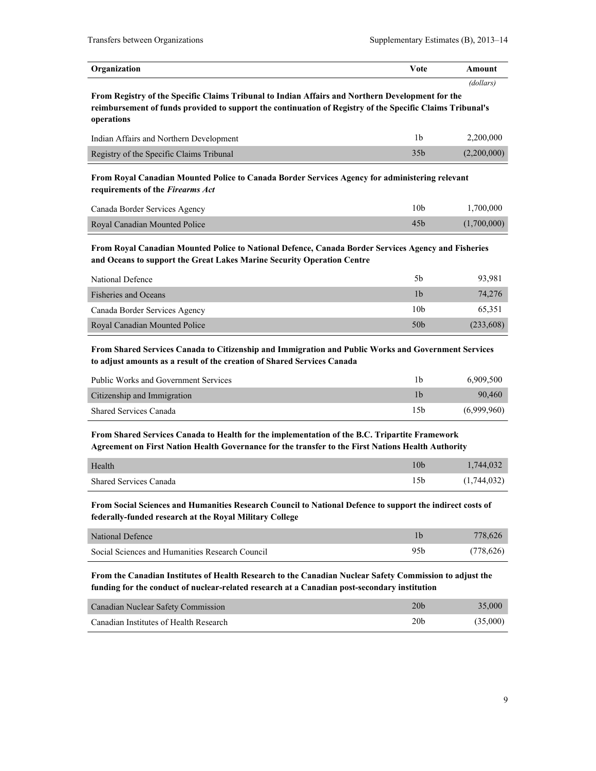| Organization | Vote | Amount |
|---|---|---|
| | | *(dollars)* |
| **From Registry of the Specific Claims Tribunal to Indian Affairs and Northern Development for the reimbursement of funds provided to support the continuation of Registry of the Specific Claims Tribunal's operations** | | |
| Indian Affairs and Northern Development | 1b | 2,200,000 |
| Registry of the Specific Claims Tribunal | 35b | (2,200,000) |
| **From Royal Canadian Mounted Police to Canada Border Services Agency for administering relevant requirements of the *Firearms Act*** | | |
| Canada Border Services Agency | 10b | 1,700,000 |
| Royal Canadian Mounted Police | 45b | (1,700,000) |
| **From Royal Canadian Mounted Police to National Defence, Canada Border Services Agency and Fisheries and Oceans to support the Great Lakes Marine Security Operation Centre** | | |
| National Defence | 5b | 93,981 |
| Fisheries and Oceans | 1b | 74,276 |
| Canada Border Services Agency | 10b | 65,351 |
| Royal Canadian Mounted Police | 50b | (233,608) |
| **From Shared Services Canada to Citizenship and Immigration and Public Works and Government Services to adjust amounts as a result of the creation of Shared Services Canada** | | |
| Public Works and Government Services | 1b | 6,909,500 |
| Citizenship and Immigration | 1b | 90,460 |
| Shared Services Canada | 15b | (6,999,960) |
| **From Shared Services Canada to Health for the implementation of the B.C. Tripartite Framework Agreement on First Nation Health Governance for the transfer to the First Nations Health Authority** | | |
| Health | 10b | 1,744,032 |
| Shared Services Canada | 15b | (1,744,032) |
| **From Social Sciences and Humanities Research Council to National Defence to support the indirect costs of federally-funded research at the Royal Military College** | | |
| National Defence | 1b | 778,626 |
| Social Sciences and Humanities Research Council | 95b | (778,626) |
| **From the Canadian Institutes of Health Research to the Canadian Nuclear Safety Commission to adjust the funding for the conduct of nuclear-related research at a Canadian post-secondary institution** | | |
| Canadian Nuclear Safety Commission | 20b | 35,000 |
| Canadian Institutes of Health Research | 20b | (35,000) |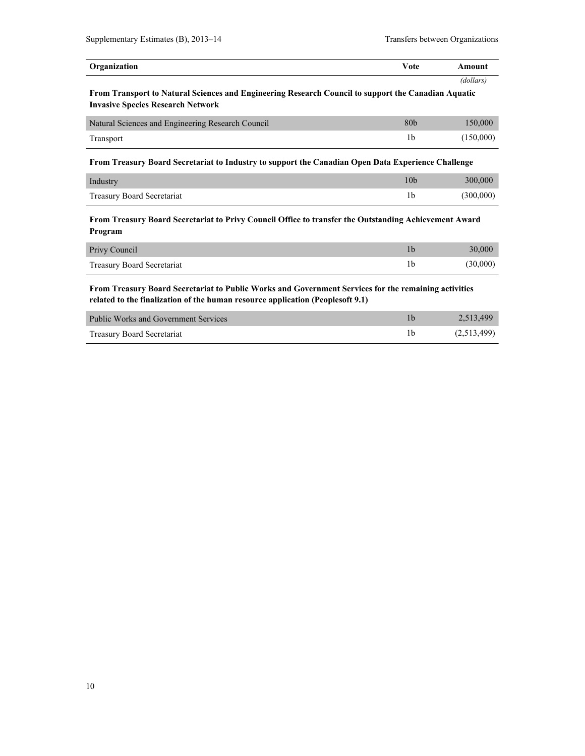| Organization | Vote | Amount |
| --- | --- | --- |
| | | *(dollars)* |
| **From Transport to Natural Sciences and Engineering Research Council to support the Canadian Aquatic Invasive Species Research Network** | | |
| Natural Sciences and Engineering Research Council | 80b | 150,000 |
| Transport | 1b | (150,000) |
| **From Treasury Board Secretariat to Industry to support the Canadian Open Data Experience Challenge** | | |
| Industry | 10b | 300,000 |
| Treasury Board Secretariat | 1b | (300,000) |
| **From Treasury Board Secretariat to Privy Council Office to transfer the Outstanding Achievement Award Program** | | |
| Privy Council | 1b | 30,000 |
| Treasury Board Secretariat | 1b | (30,000) |
| **From Treasury Board Secretariat to Public Works and Government Services for the remaining activities related to the finalization of the human resource application (Peoplesoft 9.1)** | | |
| Public Works and Government Services | 1b | 2,513,499 |
| Treasury Board Secretariat | 1b | (2,513,499) |